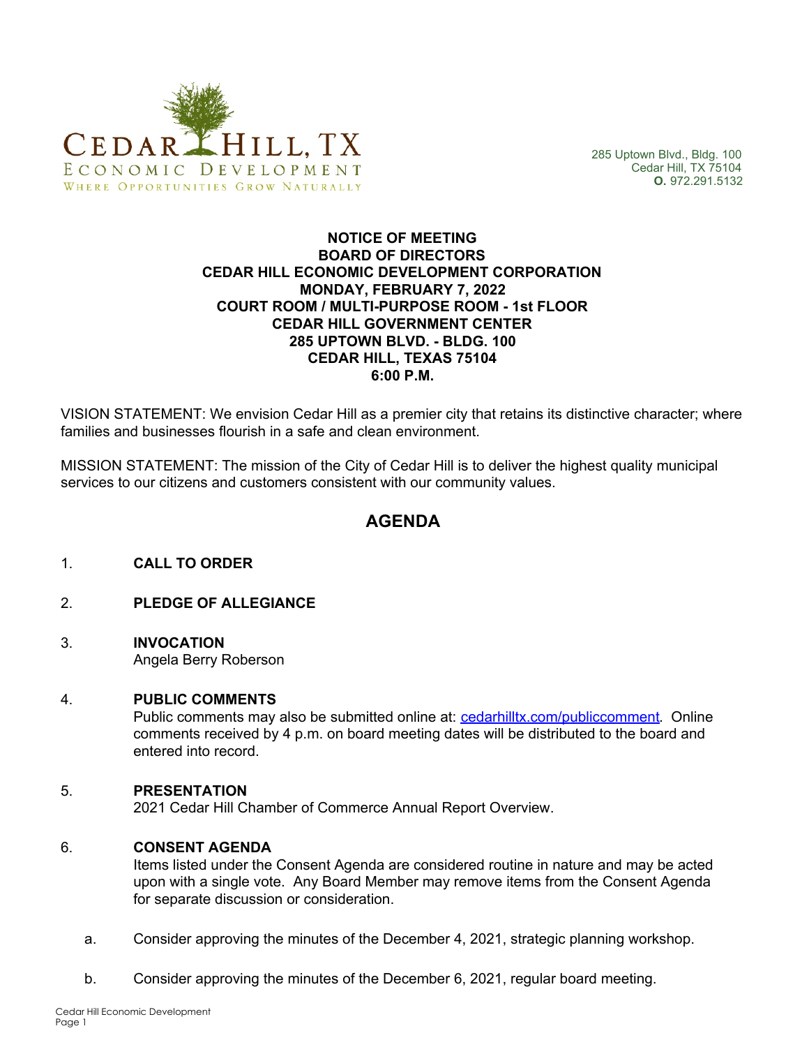CEDAR HILL, TX
ECONOMIC DEVELOPMENT
WHERE OPPORTUNITIES GROW NATURALLY

285 Uptown Blvd., Bldg. 100
Cedar Hill, TX 75104
**O.** 972.291.5132

**NOTICE OF MEETING**
**BOARD OF DIRECTORS**
**CEDAR HILL ECONOMIC DEVELOPMENT CORPORATION**
**MONDAY, FEBRUARY 7, 2022**
**COURT ROOM / MULTI-PURPOSE ROOM - 1st FLOOR**
**CEDAR HILL GOVERNMENT CENTER**
**285 UPTOWN BLVD. - BLDG. 100**
**CEDAR HILL, TEXAS 75104**
**6:00 P.M.**

VISION STATEMENT: We envision Cedar Hill as a premier city that retains its distinctive character; where families and businesses flourish in a safe and clean environment.

MISSION STATEMENT: The mission of the City of Cedar Hill is to deliver the highest quality municipal services to our citizens and customers consistent with our community values.

## AGENDA

1. **CALL TO ORDER**

2. **PLEDGE OF ALLEGIANCE**

3. **INVOCATION**
   Angela Berry Roberson

4. **PUBLIC COMMENTS**
   Public comments may also be submitted online at: cedarhilltx.com/publiccomment. Online comments received by 4 p.m. on board meeting dates will be distributed to the board and entered into record.

5. **PRESENTATION**
   2021 Cedar Hill Chamber of Commerce Annual Report Overview.

6. **CONSENT AGENDA**
   Items listed under the Consent Agenda are considered routine in nature and may be acted upon with a single vote. Any Board Member may remove items from the Consent Agenda for separate discussion or consideration.

   a. Consider approving the minutes of the December 4, 2021, strategic planning workshop.

   b. Consider approving the minutes of the December 6, 2021, regular board meeting.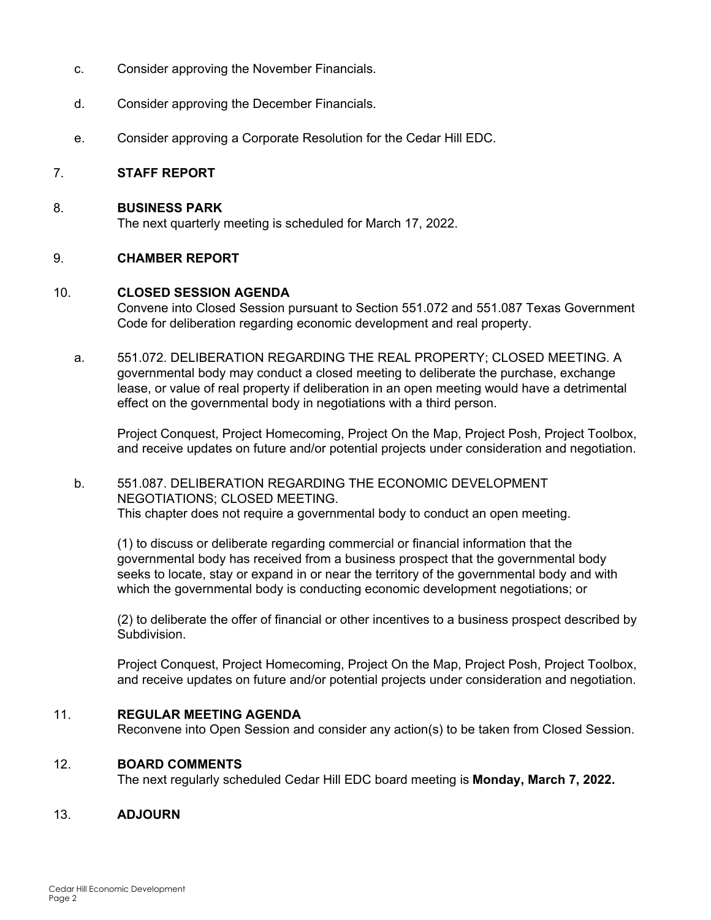c. Consider approving the November Financials.

d. Consider approving the December Financials.

e. Consider approving a Corporate Resolution for the Cedar Hill EDC.

7. **STAFF REPORT**

8. **BUSINESS PARK**
   The next quarterly meeting is scheduled for March 17, 2022.

9. **CHAMBER REPORT**

10. **CLOSED SESSION AGENDA**
    Convene into Closed Session pursuant to Section 551.072 and 551.087 Texas Government Code for deliberation regarding economic development and real property.

    a. 551.072. DELIBERATION REGARDING THE REAL PROPERTY; CLOSED MEETING. A governmental body may conduct a closed meeting to deliberate the purchase, exchange lease, or value of real property if deliberation in an open meeting would have a detrimental effect on the governmental body in negotiations with a third person.

       Project Conquest, Project Homecoming, Project On the Map, Project Posh, Project Toolbox, and receive updates on future and/or potential projects under consideration and negotiation.

    b. 551.087. DELIBERATION REGARDING THE ECONOMIC DEVELOPMENT NEGOTIATIONS; CLOSED MEETING.
       This chapter does not require a governmental body to conduct an open meeting.

       (1) to discuss or deliberate regarding commercial or financial information that the governmental body has received from a business prospect that the governmental body seeks to locate, stay or expand in or near the territory of the governmental body and with which the governmental body is conducting economic development negotiations; or

       (2) to deliberate the offer of financial or other incentives to a business prospect described by Subdivision.

       Project Conquest, Project Homecoming, Project On the Map, Project Posh, Project Toolbox, and receive updates on future and/or potential projects under consideration and negotiation.

11. **REGULAR MEETING AGENDA**
    Reconvene into Open Session and consider any action(s) to be taken from Closed Session.

12. **BOARD COMMENTS**
    The next regularly scheduled Cedar Hill EDC board meeting is **Monday, March 7, 2022.**

13. **ADJOURN**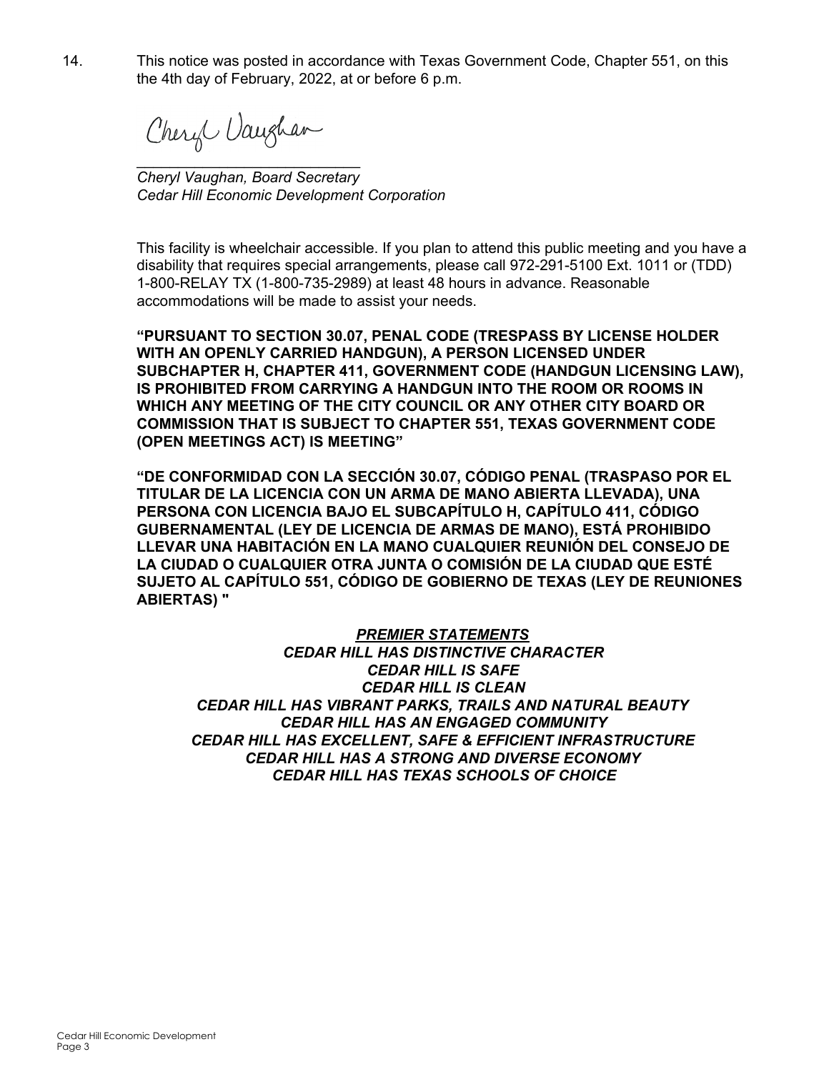14. This notice was posted in accordance with Texas Government Code, Chapter 551, on this the 4th day of February, 2022, at or before 6 p.m.

Cheryl Vaughan

\_\_\_\_\_\_\_\_\_\_\_\_\_\_\_\_\_\_\_\_\_\_\_\_\_\_\_\_

*Cheryl Vaughan, Board Secretary*
*Cedar Hill Economic Development Corporation*

This facility is wheelchair accessible. If you plan to attend this public meeting and you have a disability that requires special arrangements, please call 972-291-5100 Ext. 1011 or (TDD) 1-800-RELAY TX (1-800-735-2989) at least 48 hours in advance. Reasonable accommodations will be made to assist your needs.

**"PURSUANT TO SECTION 30.07, PENAL CODE (TRESPASS BY LICENSE HOLDER WITH AN OPENLY CARRIED HANDGUN), A PERSON LICENSED UNDER SUBCHAPTER H, CHAPTER 411, GOVERNMENT CODE (HANDGUN LICENSING LAW), IS PROHIBITED FROM CARRYING A HANDGUN INTO THE ROOM OR ROOMS IN WHICH ANY MEETING OF THE CITY COUNCIL OR ANY OTHER CITY BOARD OR COMMISSION THAT IS SUBJECT TO CHAPTER 551, TEXAS GOVERNMENT CODE (OPEN MEETINGS ACT) IS MEETING"**

**"DE CONFORMIDAD CON LA SECCIÓN 30.07, CÓDIGO PENAL (TRASPASO POR EL TITULAR DE LA LICENCIA CON UN ARMA DE MANO ABIERTA LLEVADA), UNA PERSONA CON LICENCIA BAJO EL SUBCAPÍTULO H, CAPÍTULO 411, CÓDIGO GUBERNAMENTAL (LEY DE LICENCIA DE ARMAS DE MANO), ESTÁ PROHIBIDO LLEVAR UNA HABITACIÓN EN LA MANO CUALQUIER REUNIÓN DEL CONSEJO DE LA CIUDAD O CUALQUIER OTRA JUNTA O COMISIÓN DE LA CIUDAD QUE ESTÉ SUJETO AL CAPÍTULO 551, CÓDIGO DE GOBIERNO DE TEXAS (LEY DE REUNIONES ABIERTAS) "**

***<u>PREMIER STATEMENTS</u>***
***CEDAR HILL HAS DISTINCTIVE CHARACTER***
***CEDAR HILL IS SAFE***
***CEDAR HILL IS CLEAN***
***CEDAR HILL HAS VIBRANT PARKS, TRAILS AND NATURAL BEAUTY***
***CEDAR HILL HAS AN ENGAGED COMMUNITY***
***CEDAR HILL HAS EXCELLENT, SAFE & EFFICIENT INFRASTRUCTURE***
***CEDAR HILL HAS A STRONG AND DIVERSE ECONOMY***
***CEDAR HILL HAS TEXAS SCHOOLS OF CHOICE***